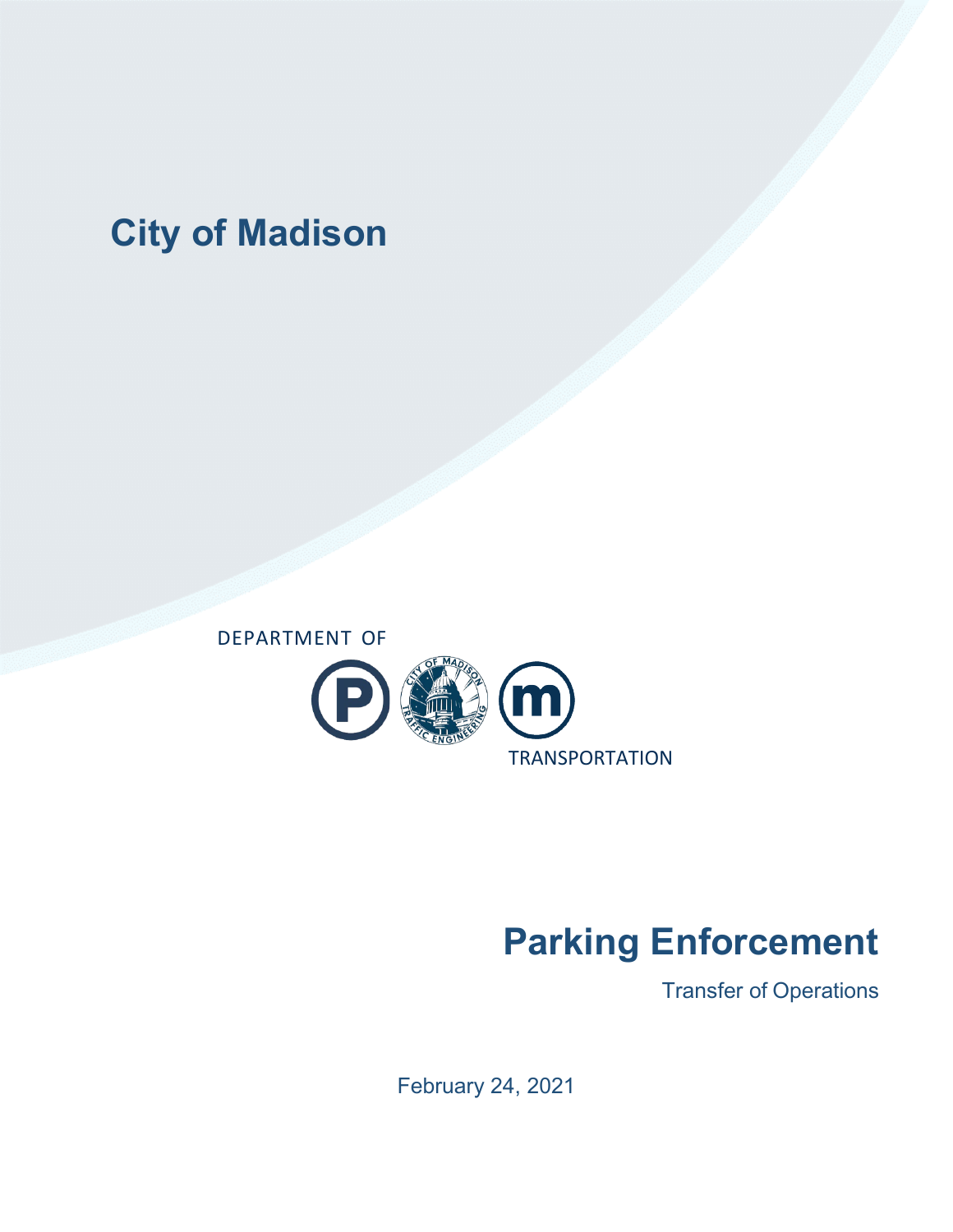# City of Madison

DEPARTMENT OF

TRANSPORTATION

# Parking Enforcement

Transfer of Operations

February 24, 2021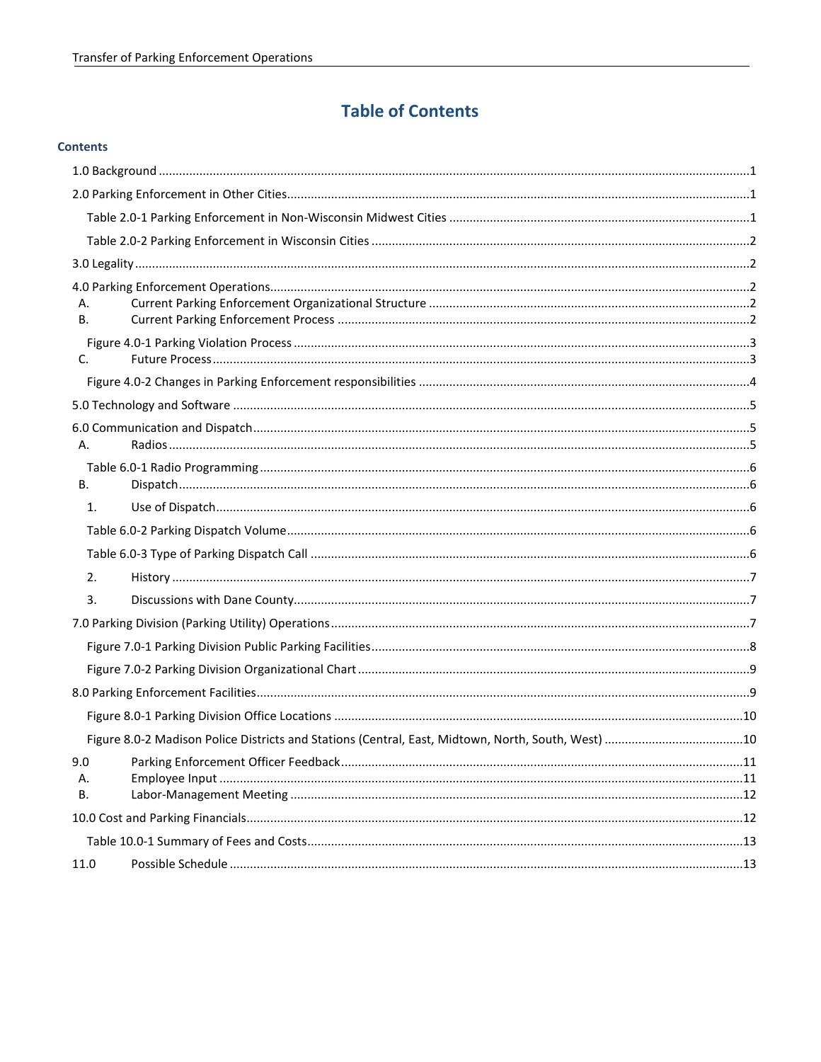# Table of Contents

### Contents

1.0 Background ....................................................................................................... 1

2.0 Parking Enforcement in Other Cities ............................................................... 1

Table 2.0-1 Parking Enforcement in Non-Wisconsin Midwest Cities ...................... 1

Table 2.0-2 Parking Enforcement in Wisconsin Cities ............................................ 2

3.0 Legality ............................................................................................................. 2

4.0 Parking Enforcement Operations ...................................................................... 2

A. Current Parking Enforcement Organizational Structure .................................. 2

B. Current Parking Enforcement Process ............................................................. 2

Figure 4.0-1 Parking Violation Process .................................................................. 3

C. Future Process ................................................................................................... 3

Figure 4.0-2 Changes in Parking Enforcement responsibilities ............................... 4

5.0 Technology and Software ................................................................................... 5

6.0 Communication and Dispatch ............................................................................ 5

A. Radios ................................................................................................................ 5

Table 6.0-1 Radio Programming .............................................................................. 6

B. Dispatch ............................................................................................................. 6

1. Use of Dispatch .................................................................................................... 6

Table 6.0-2 Parking Dispatch Volume ...................................................................... 6

Table 6.0-3 Type of Parking Dispatch Call .............................................................. 6

2. History ................................................................................................................. 7

3. Discussions with Dane County ............................................................................. 7

7.0 Parking Division (Parking Utility) Operations ..................................................... 7

Figure 7.0-1 Parking Division Public Parking Facilities ............................................ 8

Figure 7.0-2 Parking Division Organizational Chart ................................................. 9

8.0 Parking Enforcement Facilities ............................................................................ 9

Figure 8.0-1 Parking Division Office Locations ....................................................... 10

Figure 8.0-2 Madison Police Districts and Stations (Central, East, Midtown, North, South, West) ........ 10

9.0 Parking Enforcement Officer Feedback .............................................................. 11

A. Employee Input ................................................................................................... 11

B. Labor-Management Meeting ............................................................................... 12

10.0 Cost and Parking Financials ................................................................................ 12

Table 10.0-1 Summary of Fees and Costs .................................................................. 13

11.0 Possible Schedule ................................................................................................ 13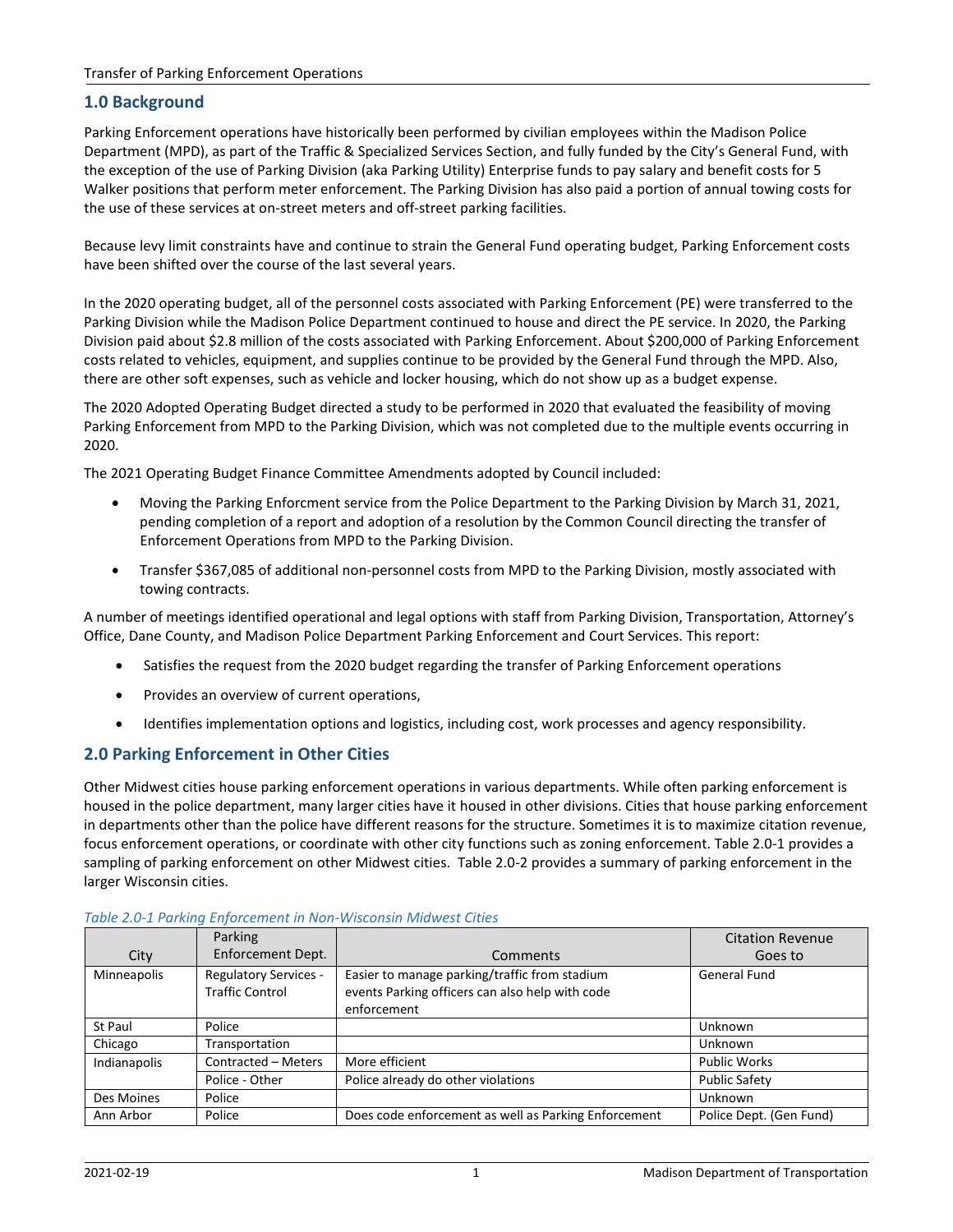## 1.0 Background

Parking Enforcement operations have historically been performed by civilian employees within the Madison Police Department (MPD), as part of the Traffic & Specialized Services Section, and fully funded by the City's General Fund, with the exception of the use of Parking Division (aka Parking Utility) Enterprise funds to pay salary and benefit costs for 5 Walker positions that perform meter enforcement. The Parking Division has also paid a portion of annual towing costs for the use of these services at on-street meters and off-street parking facilities.

Because levy limit constraints have and continue to strain the General Fund operating budget, Parking Enforcement costs have been shifted over the course of the last several years.

In the 2020 operating budget, all of the personnel costs associated with Parking Enforcement (PE) were transferred to the Parking Division while the Madison Police Department continued to house and direct the PE service. In 2020, the Parking Division paid about $2.8 million of the costs associated with Parking Enforcement. About $200,000 of Parking Enforcement costs related to vehicles, equipment, and supplies continue to be provided by the General Fund through the MPD. Also, there are other soft expenses, such as vehicle and locker housing, which do not show up as a budget expense.

The 2020 Adopted Operating Budget directed a study to be performed in 2020 that evaluated the feasibility of moving Parking Enforcement from MPD to the Parking Division, which was not completed due to the multiple events occurring in 2020.

The 2021 Operating Budget Finance Committee Amendments adopted by Council included:

- Moving the Parking Enforcment service from the Police Department to the Parking Division by March 31, 2021, pending completion of a report and adoption of a resolution by the Common Council directing the transfer of Enforcement Operations from MPD to the Parking Division.
- Transfer $367,085 of additional non-personnel costs from MPD to the Parking Division, mostly associated with towing contracts.

A number of meetings identified operational and legal options with staff from Parking Division, Transportation, Attorney's Office, Dane County, and Madison Police Department Parking Enforcement and Court Services. This report:

- Satisfies the request from the 2020 budget regarding the transfer of Parking Enforcement operations
- Provides an overview of current operations,
- Identifies implementation options and logistics, including cost, work processes and agency responsibility.

## 2.0 Parking Enforcement in Other Cities

Other Midwest cities house parking enforcement operations in various departments. While often parking enforcement is housed in the police department, many larger cities have it housed in other divisions. Cities that house parking enforcement in departments other than the police have different reasons for the structure. Sometimes it is to maximize citation revenue, focus enforcement operations, or coordinate with other city functions such as zoning enforcement. Table 2.0-1 provides a sampling of parking enforcement on other Midwest cities. Table 2.0-2 provides a summary of parking enforcement in the larger Wisconsin cities.

*Table 2.0-1 Parking Enforcement in Non-Wisconsin Midwest Cities*

| City | Parking Enforcement Dept. | Comments | Citation Revenue Goes to |
|---|---|---|---|
| Minneapolis | Regulatory Services - Traffic Control | Easier to manage parking/traffic from stadium events Parking officers can also help with code enforcement | General Fund |
| St Paul | Police | | Unknown |
| Chicago | Transportation | | Unknown |
| Indianapolis | Contracted – Meters | More efficient | Public Works |
| | Police - Other | Police already do other violations | Public Safety |
| Des Moines | Police | | Unknown |
| Ann Arbor | Police | Does code enforcement as well as Parking Enforcement | Police Dept. (Gen Fund) |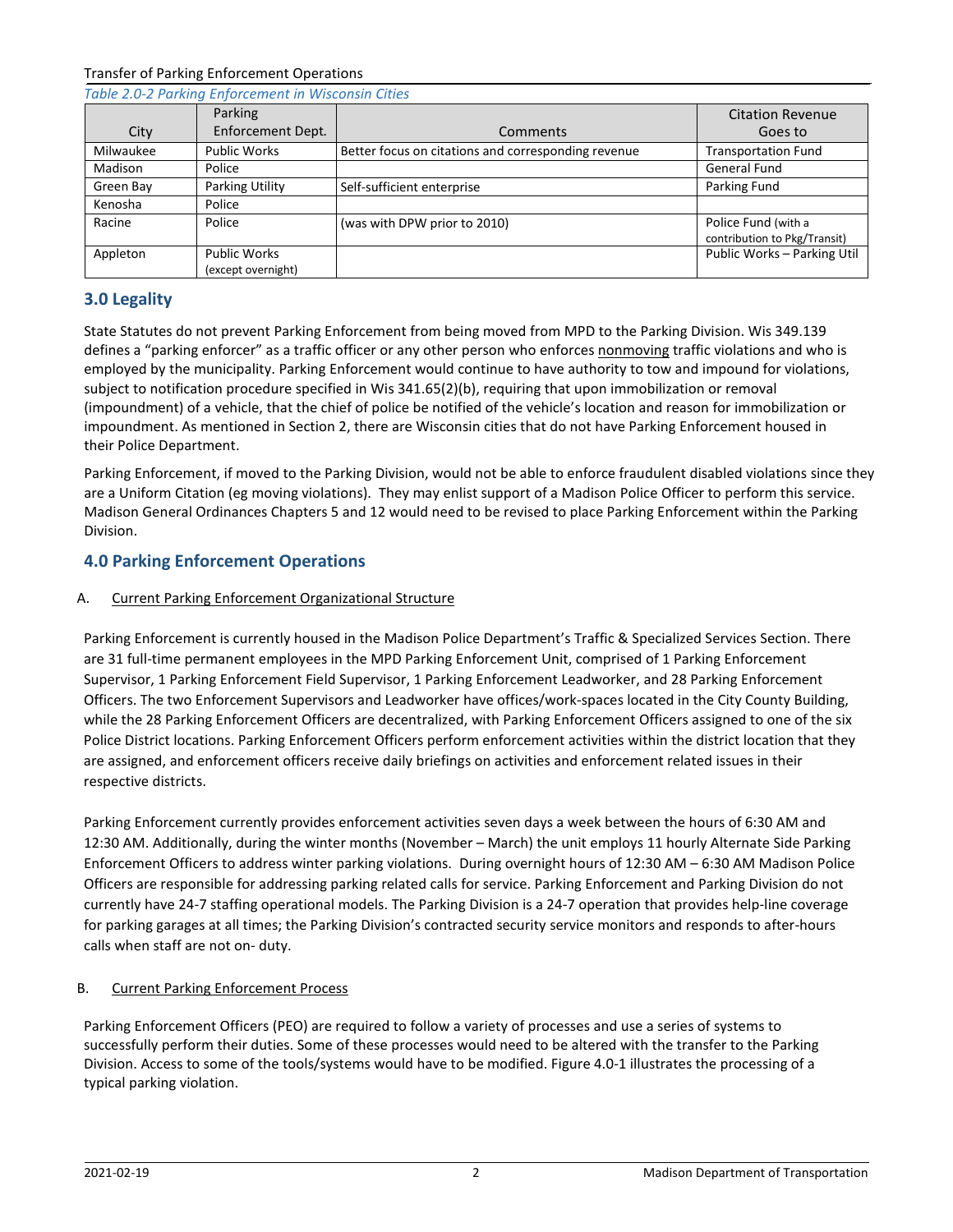*Table 2.0-2 Parking Enforcement in Wisconsin Cities*

| City | Parking Enforcement Dept. | Comments | Citation Revenue Goes to |
|---|---|---|---|
| Milwaukee | Public Works | Better focus on citations and corresponding revenue | Transportation Fund |
| Madison | Police | | General Fund |
| Green Bay | Parking Utility | Self-sufficient enterprise | Parking Fund |
| Kenosha | Police | | |
| Racine | Police | (was with DPW prior to 2010) | Police Fund (with a contribution to Pkg/Transit) |
| Appleton | Public Works (except overnight) | | Public Works – Parking Util |

## 3.0 Legality

State Statutes do not prevent Parking Enforcement from being moved from MPD to the Parking Division. Wis 349.139 defines a "parking enforcer" as a traffic officer or any other person who enforces nonmoving traffic violations and who is employed by the municipality. Parking Enforcement would continue to have authority to tow and impound for violations, subject to notification procedure specified in Wis 341.65(2)(b), requiring that upon immobilization or removal (impoundment) of a vehicle, that the chief of police be notified of the vehicle's location and reason for immobilization or impoundment. As mentioned in Section 2, there are Wisconsin cities that do not have Parking Enforcement housed in their Police Department.

Parking Enforcement, if moved to the Parking Division, would not be able to enforce fraudulent disabled violations since they are a Uniform Citation (eg moving violations). They may enlist support of a Madison Police Officer to perform this service. Madison General Ordinances Chapters 5 and 12 would need to be revised to place Parking Enforcement within the Parking Division.

## 4.0 Parking Enforcement Operations

A. Current Parking Enforcement Organizational Structure

Parking Enforcement is currently housed in the Madison Police Department's Traffic & Specialized Services Section. There are 31 full-time permanent employees in the MPD Parking Enforcement Unit, comprised of 1 Parking Enforcement Supervisor, 1 Parking Enforcement Field Supervisor, 1 Parking Enforcement Leadworker, and 28 Parking Enforcement Officers. The two Enforcement Supervisors and Leadworker have offices/work-spaces located in the City County Building, while the 28 Parking Enforcement Officers are decentralized, with Parking Enforcement Officers assigned to one of the six Police District locations. Parking Enforcement Officers perform enforcement activities within the district location that they are assigned, and enforcement officers receive daily briefings on activities and enforcement related issues in their respective districts.

Parking Enforcement currently provides enforcement activities seven days a week between the hours of 6:30 AM and 12:30 AM. Additionally, during the winter months (November – March) the unit employs 11 hourly Alternate Side Parking Enforcement Officers to address winter parking violations. During overnight hours of 12:30 AM – 6:30 AM Madison Police Officers are responsible for addressing parking related calls for service. Parking Enforcement and Parking Division do not currently have 24-7 staffing operational models. The Parking Division is a 24-7 operation that provides help-line coverage for parking garages at all times; the Parking Division's contracted security service monitors and responds to after-hours calls when staff are not on- duty.

B. Current Parking Enforcement Process

Parking Enforcement Officers (PEO) are required to follow a variety of processes and use a series of systems to successfully perform their duties. Some of these processes would need to be altered with the transfer to the Parking Division. Access to some of the tools/systems would have to be modified. Figure 4.0-1 illustrates the processing of a typical parking violation.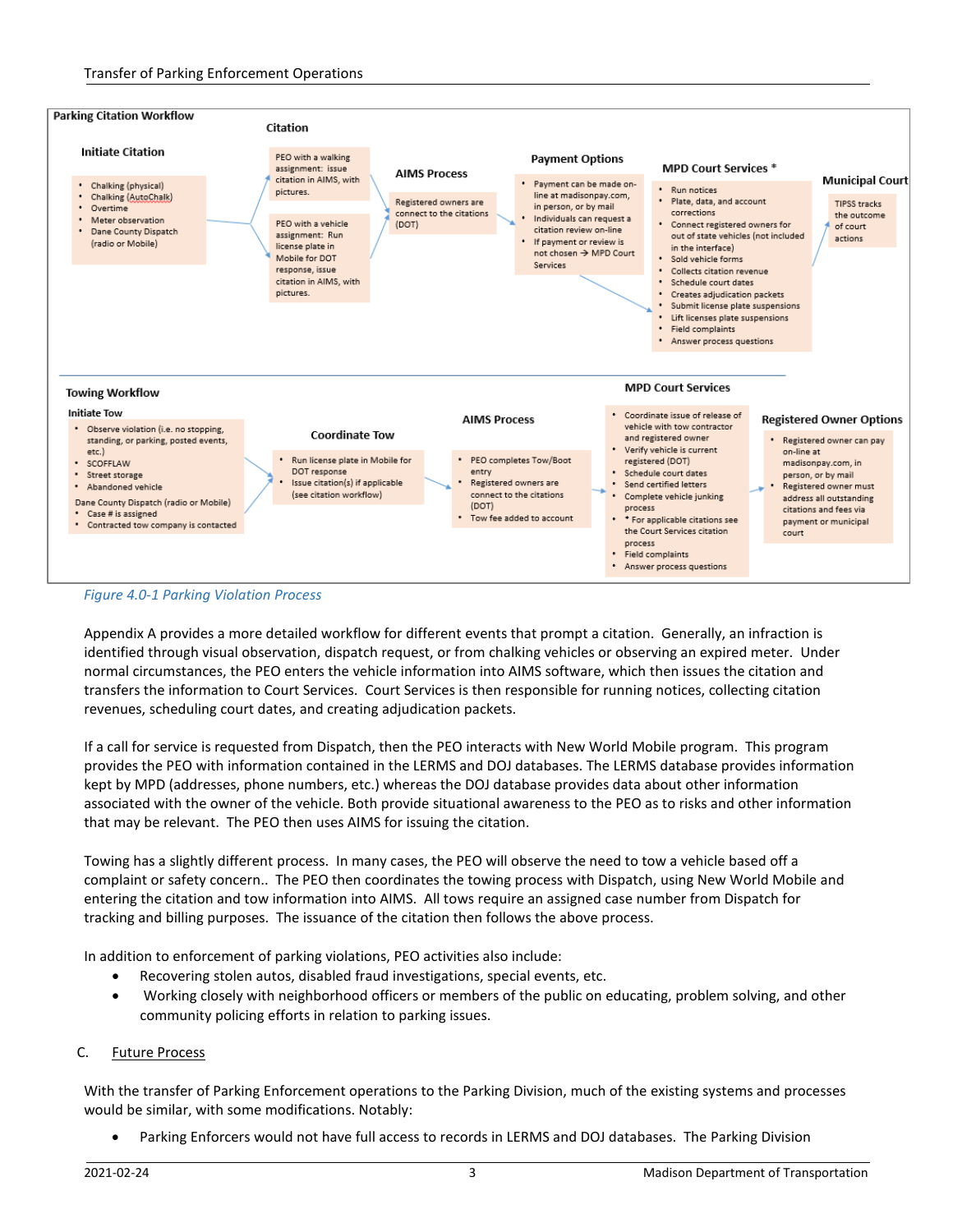**Parking Citation Workflow**

**Initiate Citation**

- Chalking (physical)
- Chalking (AutoChalk)
- Overtime
- Meter observation
- Dane County Dispatch (radio or Mobile)

**Citation**

PEO with a walking assignment: issue citation in AIMS, with pictures.

PEO with a vehicle assignment: Run license plate in Mobile for DOT response, issue citation in AIMS, with pictures.

**AIMS Process**

Registered owners are connect to the citations (DOT)

**Payment Options**

- Payment can be made on-line at madisonpay.com, in person, or by mail
- Individuals can request a citation review on-line
- If payment or review is not chosen → MPD Court Services

**MPD Court Services \***

- Run notices
- Plate, data, and account corrections
- Connect registered owners for out of state vehicles (not included in the interface)
- Sold vehicle forms
- Collects citation revenue
- Schedule court dates
- Creates adjudication packets
- Submit license plate suspensions
- Lift licenses plate suspensions
- Field complaints
- Answer process questions

**Municipal Court**

TIPSS tracks the outcome of court actions

**Towing Workflow**

**Initiate Tow**

- Observe violation (i.e. no stopping, standing, or parking, posted events, etc.)
- SCOFFLOW
- Street storage
- Abandoned vehicle

Dane County Dispatch (radio or Mobile)

- Case # is assigned
- Contracted tow company is contacted

**Coordinate Tow**

- Run license plate in Mobile for DOT response
- Issue citation(s) if applicable (see citation workflow)

**AIMS Process**

- PEO completes Tow/Boot entry
- Registered owners are connect to the citations (DOT)
- Tow fee added to account

**MPD Court Services**

- Coordinate issue of release of vehicle with tow contractor and registered owner
- Verify vehicle is current registered (DOT)
- Schedule court dates
- Send certified letters
- Complete vehicle junking process
- \* For applicable citations see the Court Services citation process
- Field complaints
- Answer process questions

**Registered Owner Options**

- Registered owner can pay on-line at madisonpay.com, in person, or by mail
- Registered owner must address all outstanding citations and fees via payment or municipal court

*Figure 4.0-1 Parking Violation Process*

Appendix A provides a more detailed workflow for different events that prompt a citation. Generally, an infraction is identified through visual observation, dispatch request, or from chalking vehicles or observing an expired meter. Under normal circumstances, the PEO enters the vehicle information into AIMS software, which then issues the citation and transfers the information to Court Services. Court Services is then responsible for running notices, collecting citation revenues, scheduling court dates, and creating adjudication packets.

If a call for service is requested from Dispatch, then the PEO interacts with New World Mobile program. This program provides the PEO with information contained in the LERMS and DOJ databases. The LERMS database provides information kept by MPD (addresses, phone numbers, etc.) whereas the DOJ database provides data about other information associated with the owner of the vehicle. Both provide situational awareness to the PEO as to risks and other information that may be relevant. The PEO then uses AIMS for issuing the citation.

Towing has a slightly different process. In many cases, the PEO will observe the need to tow a vehicle based off a complaint or safety concern.. The PEO then coordinates the towing process with Dispatch, using New World Mobile and entering the citation and tow information into AIMS. All tows require an assigned case number from Dispatch for tracking and billing purposes. The issuance of the citation then follows the above process.

In addition to enforcement of parking violations, PEO activities also include:

- Recovering stolen autos, disabled fraud investigations, special events, etc.
- Working closely with neighborhood officers or members of the public on educating, problem solving, and other community policing efforts in relation to parking issues.

C. Future Process

With the transfer of Parking Enforcement operations to the Parking Division, much of the existing systems and processes would be similar, with some modifications. Notably:

- Parking Enforcers would not have full access to records in LERMS and DOJ databases. The Parking Division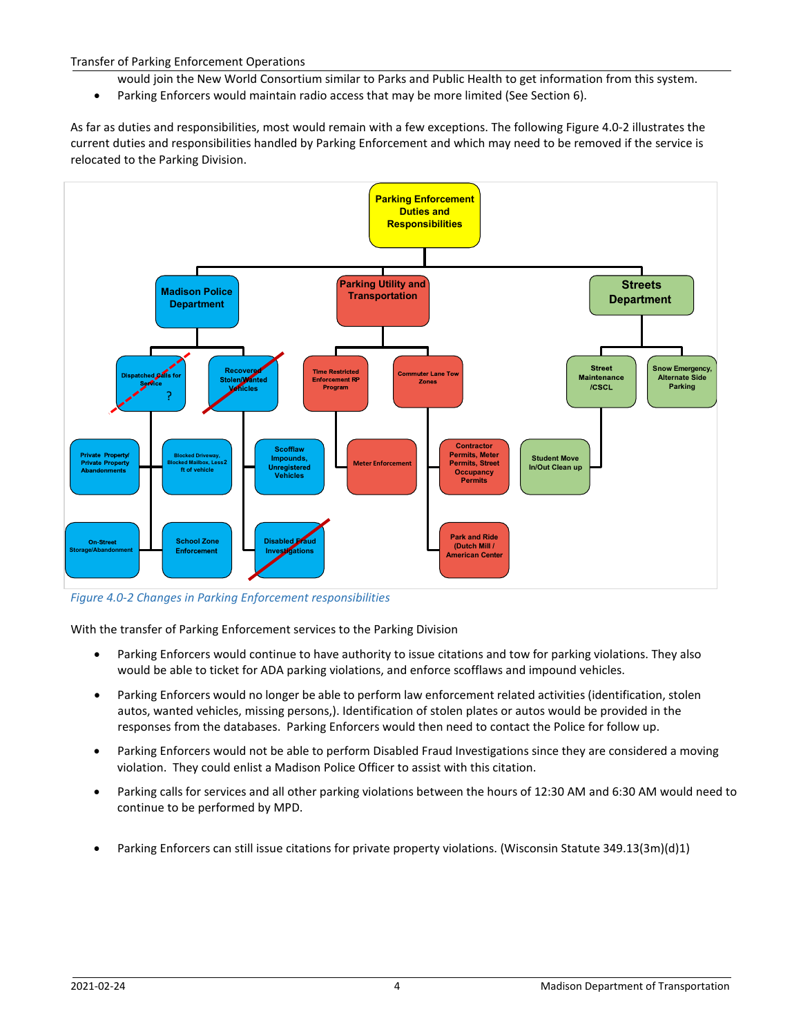would join the New World Consortium similar to Parks and Public Health to get information from this system.

- Parking Enforcers would maintain radio access that may be more limited (See Section 6).

As far as duties and responsibilities, most would remain with a few exceptions. The following Figure 4.0-2 illustrates the current duties and responsibilities handled by Parking Enforcement and which may need to be removed if the service is relocated to the Parking Division.

*Figure 4.0-2 Changes in Parking Enforcement responsibilities*

With the transfer of Parking Enforcement services to the Parking Division

- Parking Enforcers would continue to have authority to issue citations and tow for parking violations. They also would be able to ticket for ADA parking violations, and enforce scofflaws and impound vehicles.
- Parking Enforcers would no longer be able to perform law enforcement related activities (identification, stolen autos, wanted vehicles, missing persons,). Identification of stolen plates or autos would be provided in the responses from the databases. Parking Enforcers would then need to contact the Police for follow up.
- Parking Enforcers would not be able to perform Disabled Fraud Investigations since they are considered a moving violation. They could enlist a Madison Police Officer to assist with this citation.
- Parking calls for services and all other parking violations between the hours of 12:30 AM and 6:30 AM would need to continue to be performed by MPD.
- Parking Enforcers can still issue citations for private property violations. (Wisconsin Statute 349.13(3m)(d)1)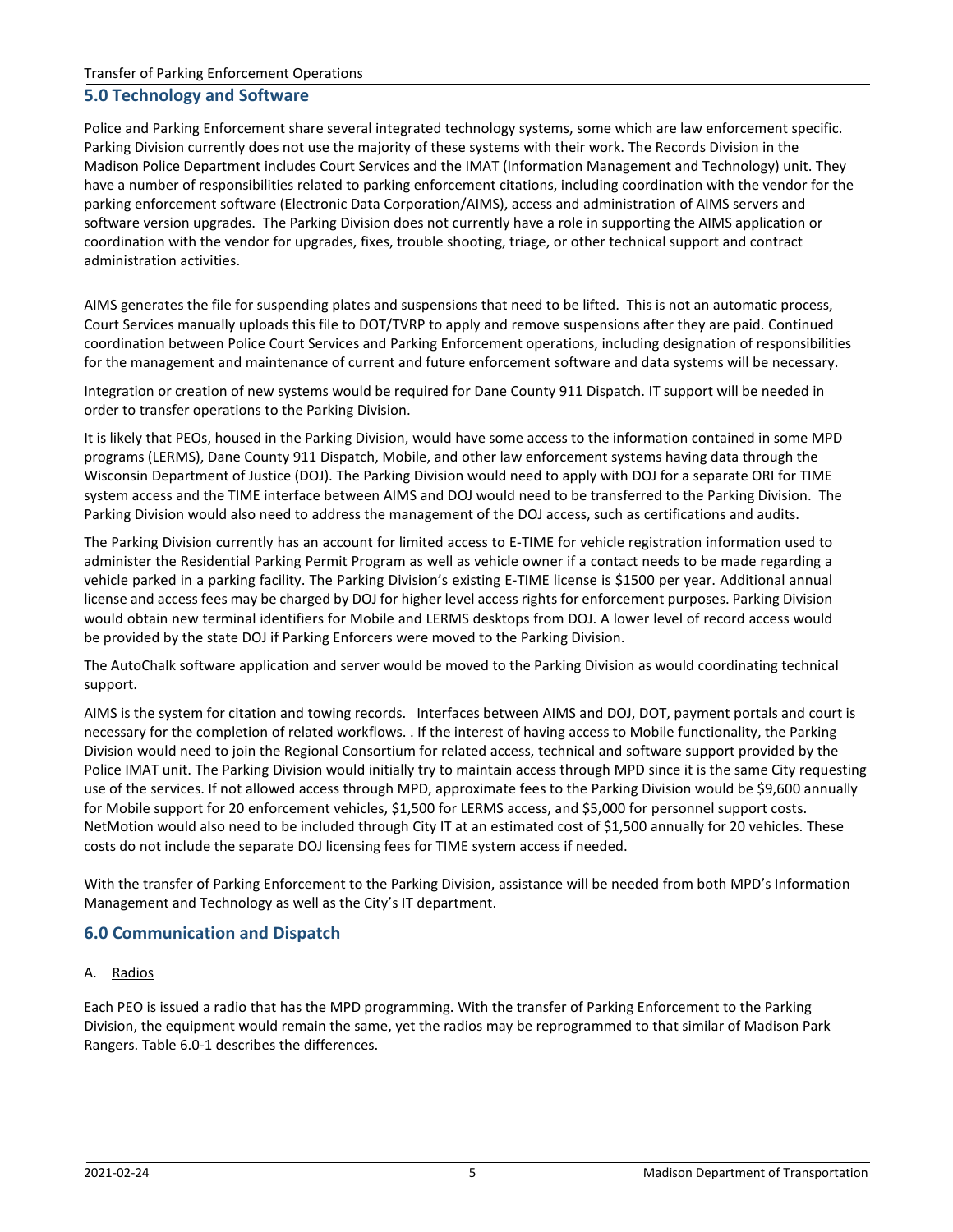## 5.0 Technology and Software

Police and Parking Enforcement share several integrated technology systems, some which are law enforcement specific. Parking Division currently does not use the majority of these systems with their work. The Records Division in the Madison Police Department includes Court Services and the IMAT (Information Management and Technology) unit. They have a number of responsibilities related to parking enforcement citations, including coordination with the vendor for the parking enforcement software (Electronic Data Corporation/AIMS), access and administration of AIMS servers and software version upgrades. The Parking Division does not currently have a role in supporting the AIMS application or coordination with the vendor for upgrades, fixes, trouble shooting, triage, or other technical support and contract administration activities.

AIMS generates the file for suspending plates and suspensions that need to be lifted. This is not an automatic process, Court Services manually uploads this file to DOT/TVRP to apply and remove suspensions after they are paid. Continued coordination between Police Court Services and Parking Enforcement operations, including designation of responsibilities for the management and maintenance of current and future enforcement software and data systems will be necessary.

Integration or creation of new systems would be required for Dane County 911 Dispatch. IT support will be needed in order to transfer operations to the Parking Division.

It is likely that PEOs, housed in the Parking Division, would have some access to the information contained in some MPD programs (LERMS), Dane County 911 Dispatch, Mobile, and other law enforcement systems having data through the Wisconsin Department of Justice (DOJ). The Parking Division would need to apply with DOJ for a separate ORI for TIME system access and the TIME interface between AIMS and DOJ would need to be transferred to the Parking Division. The Parking Division would also need to address the management of the DOJ access, such as certifications and audits.

The Parking Division currently has an account for limited access to E-TIME for vehicle registration information used to administer the Residential Parking Permit Program as well as vehicle owner if a contact needs to be made regarding a vehicle parked in a parking facility. The Parking Division's existing E-TIME license is $1500 per year. Additional annual license and access fees may be charged by DOJ for higher level access rights for enforcement purposes. Parking Division would obtain new terminal identifiers for Mobile and LERMS desktops from DOJ. A lower level of record access would be provided by the state DOJ if Parking Enforcers were moved to the Parking Division.

The AutoChalk software application and server would be moved to the Parking Division as would coordinating technical support.

AIMS is the system for citation and towing records. Interfaces between AIMS and DOJ, DOT, payment portals and court is necessary for the completion of related workflows. . If the interest of having access to Mobile functionality, the Parking Division would need to join the Regional Consortium for related access, technical and software support provided by the Police IMAT unit. The Parking Division would initially try to maintain access through MPD since it is the same City requesting use of the services. If not allowed access through MPD, approximate fees to the Parking Division would be $9,600 annually for Mobile support for 20 enforcement vehicles, $1,500 for LERMS access, and $5,000 for personnel support costs. NetMotion would also need to be included through City IT at an estimated cost of $1,500 annually for 20 vehicles. These costs do not include the separate DOJ licensing fees for TIME system access if needed.

With the transfer of Parking Enforcement to the Parking Division, assistance will be needed from both MPD's Information Management and Technology as well as the City's IT department.

## 6.0 Communication and Dispatch

A. Radios

Each PEO is issued a radio that has the MPD programming. With the transfer of Parking Enforcement to the Parking Division, the equipment would remain the same, yet the radios may be reprogrammed to that similar of Madison Park Rangers. Table 6.0-1 describes the differences.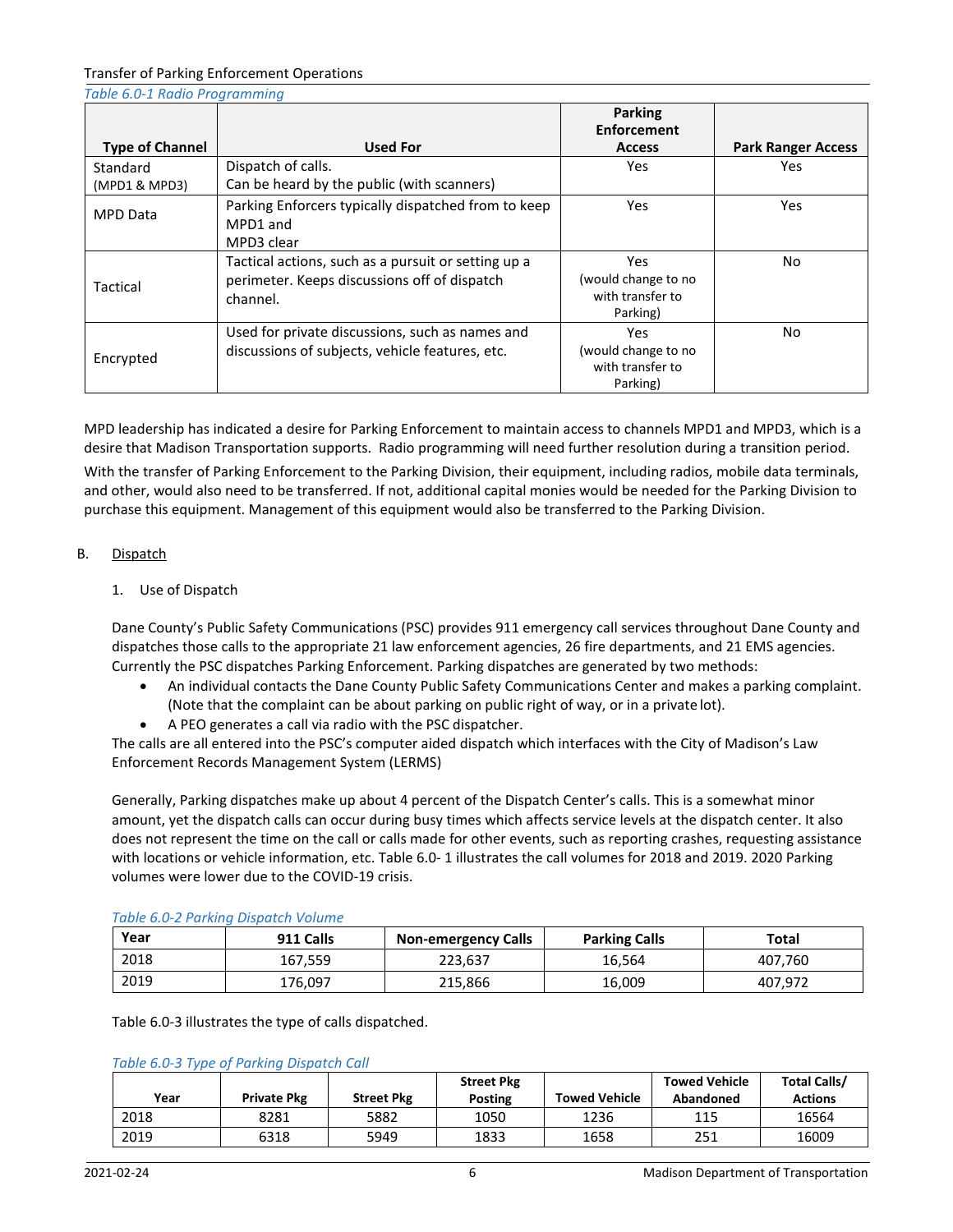*Table 6.0-1 Radio Programming*

| Type of Channel | Used For | Parking Enforcement Access | Park Ranger Access |
|---|---|---|---|
| Standard (MPD1 & MPD3) | Dispatch of calls. Can be heard by the public (with scanners) | Yes | Yes |
| MPD Data | Parking Enforcers typically dispatched from to keep MPD1 and MPD3 clear | Yes | Yes |
| Tactical | Tactical actions, such as a pursuit or setting up a perimeter. Keeps discussions off of dispatch channel. | Yes (would change to no with transfer to Parking) | No |
| Encrypted | Used for private discussions, such as names and discussions of subjects, vehicle features, etc. | Yes (would change to no with transfer to Parking) | No |

MPD leadership has indicated a desire for Parking Enforcement to maintain access to channels MPD1 and MPD3, which is a desire that Madison Transportation supports. Radio programming will need further resolution during a transition period.

With the transfer of Parking Enforcement to the Parking Division, their equipment, including radios, mobile data terminals, and other, would also need to be transferred. If not, additional capital monies would be needed for the Parking Division to purchase this equipment. Management of this equipment would also be transferred to the Parking Division.

## B. Dispatch

### 1. Use of Dispatch

Dane County's Public Safety Communications (PSC) provides 911 emergency call services throughout Dane County and dispatches those calls to the appropriate 21 law enforcement agencies, 26 fire departments, and 21 EMS agencies. Currently the PSC dispatches Parking Enforcement. Parking dispatches are generated by two methods:

- An individual contacts the Dane County Public Safety Communications Center and makes a parking complaint. (Note that the complaint can be about parking on public right of way, or in a private lot).
- A PEO generates a call via radio with the PSC dispatcher.

The calls are all entered into the PSC's computer aided dispatch which interfaces with the City of Madison's Law Enforcement Records Management System (LERMS)

Generally, Parking dispatches make up about 4 percent of the Dispatch Center's calls. This is a somewhat minor amount, yet the dispatch calls can occur during busy times which affects service levels at the dispatch center. It also does not represent the time on the call or calls made for other events, such as reporting crashes, requesting assistance with locations or vehicle information, etc. Table 6.0- 1 illustrates the call volumes for 2018 and 2019. 2020 Parking volumes were lower due to the COVID-19 crisis.

*Table 6.0-2 Parking Dispatch Volume*

| Year | 911 Calls | Non-emergency Calls | Parking Calls | Total |
|---|---|---|---|---|
| 2018 | 167,559 | 223,637 | 16,564 | 407,760 |
| 2019 | 176,097 | 215,866 | 16,009 | 407,972 |

Table 6.0-3 illustrates the type of calls dispatched.

*Table 6.0-3 Type of Parking Dispatch Call*

| Year | Private Pkg | Street Pkg | Street Pkg Posting | Towed Vehicle | Towed Vehicle Abandoned | Total Calls/ Actions |
|---|---|---|---|---|---|---|
| 2018 | 8281 | 5882 | 1050 | 1236 | 115 | 16564 |
| 2019 | 6318 | 5949 | 1833 | 1658 | 251 | 16009 |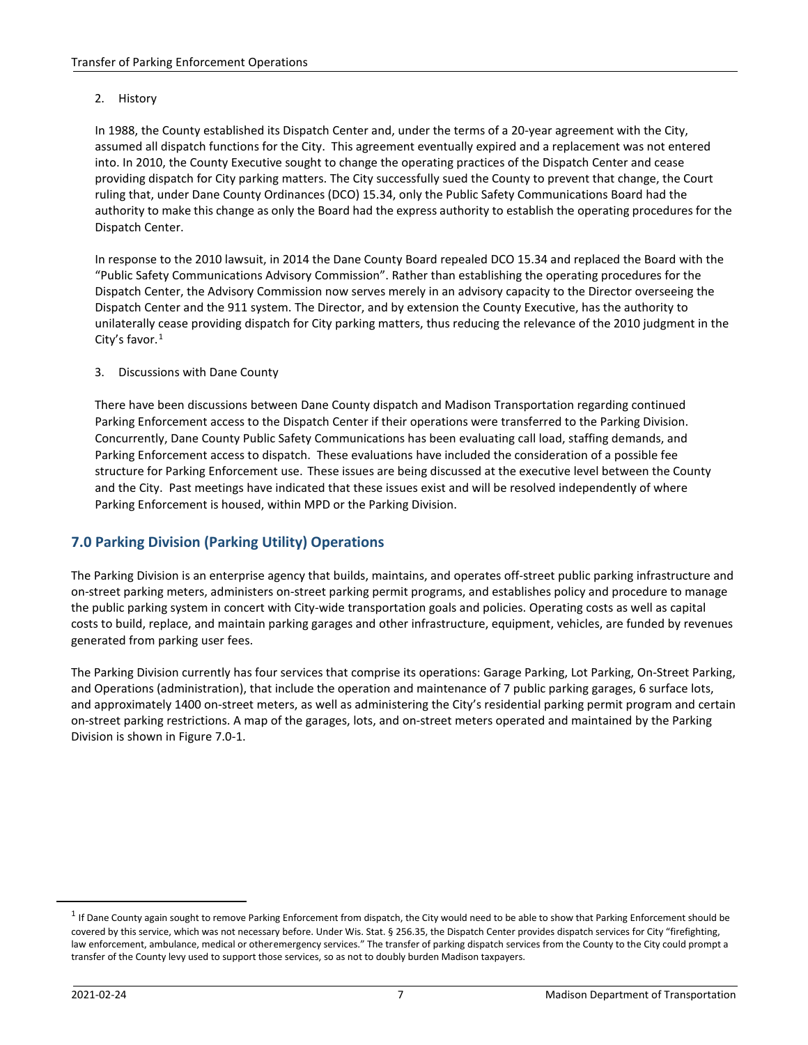2. History

In 1988, the County established its Dispatch Center and, under the terms of a 20-year agreement with the City, assumed all dispatch functions for the City. This agreement eventually expired and a replacement was not entered into. In 2010, the County Executive sought to change the operating practices of the Dispatch Center and cease providing dispatch for City parking matters. The City successfully sued the County to prevent that change, the Court ruling that, under Dane County Ordinances (DCO) 15.34, only the Public Safety Communications Board had the authority to make this change as only the Board had the express authority to establish the operating procedures for the Dispatch Center.

In response to the 2010 lawsuit, in 2014 the Dane County Board repealed DCO 15.34 and replaced the Board with the "Public Safety Communications Advisory Commission". Rather than establishing the operating procedures for the Dispatch Center, the Advisory Commission now serves merely in an advisory capacity to the Director overseeing the Dispatch Center and the 911 system. The Director, and by extension the County Executive, has the authority to unilaterally cease providing dispatch for City parking matters, thus reducing the relevance of the 2010 judgment in the City's favor.[1]

3. Discussions with Dane County

There have been discussions between Dane County dispatch and Madison Transportation regarding continued Parking Enforcement access to the Dispatch Center if their operations were transferred to the Parking Division. Concurrently, Dane County Public Safety Communications has been evaluating call load, staffing demands, and Parking Enforcement access to dispatch. These evaluations have included the consideration of a possible fee structure for Parking Enforcement use. These issues are being discussed at the executive level between the County and the City. Past meetings have indicated that these issues exist and will be resolved independently of where Parking Enforcement is housed, within MPD or the Parking Division.

## 7.0 Parking Division (Parking Utility) Operations

The Parking Division is an enterprise agency that builds, maintains, and operates off-street public parking infrastructure and on-street parking meters, administers on-street parking permit programs, and establishes policy and procedure to manage the public parking system in concert with City-wide transportation goals and policies. Operating costs as well as capital costs to build, replace, and maintain parking garages and other infrastructure, equipment, vehicles, are funded by revenues generated from parking user fees.

The Parking Division currently has four services that comprise its operations: Garage Parking, Lot Parking, On-Street Parking, and Operations (administration), that include the operation and maintenance of 7 public parking garages, 6 surface lots, and approximately 1400 on-street meters, as well as administering the City's residential parking permit program and certain on-street parking restrictions. A map of the garages, lots, and on-street meters operated and maintained by the Parking Division is shown in Figure 7.0-1.

---

[1] If Dane County again sought to remove Parking Enforcement from dispatch, the City would need to be able to show that Parking Enforcement should be covered by this service, which was not necessary before. Under Wis. Stat. § 256.35, the Dispatch Center provides dispatch services for City "firefighting, law enforcement, ambulance, medical or otheremergency services." The transfer of parking dispatch services from the County to the City could prompt a transfer of the County levy used to support those services, so as not to doubly burden Madison taxpayers.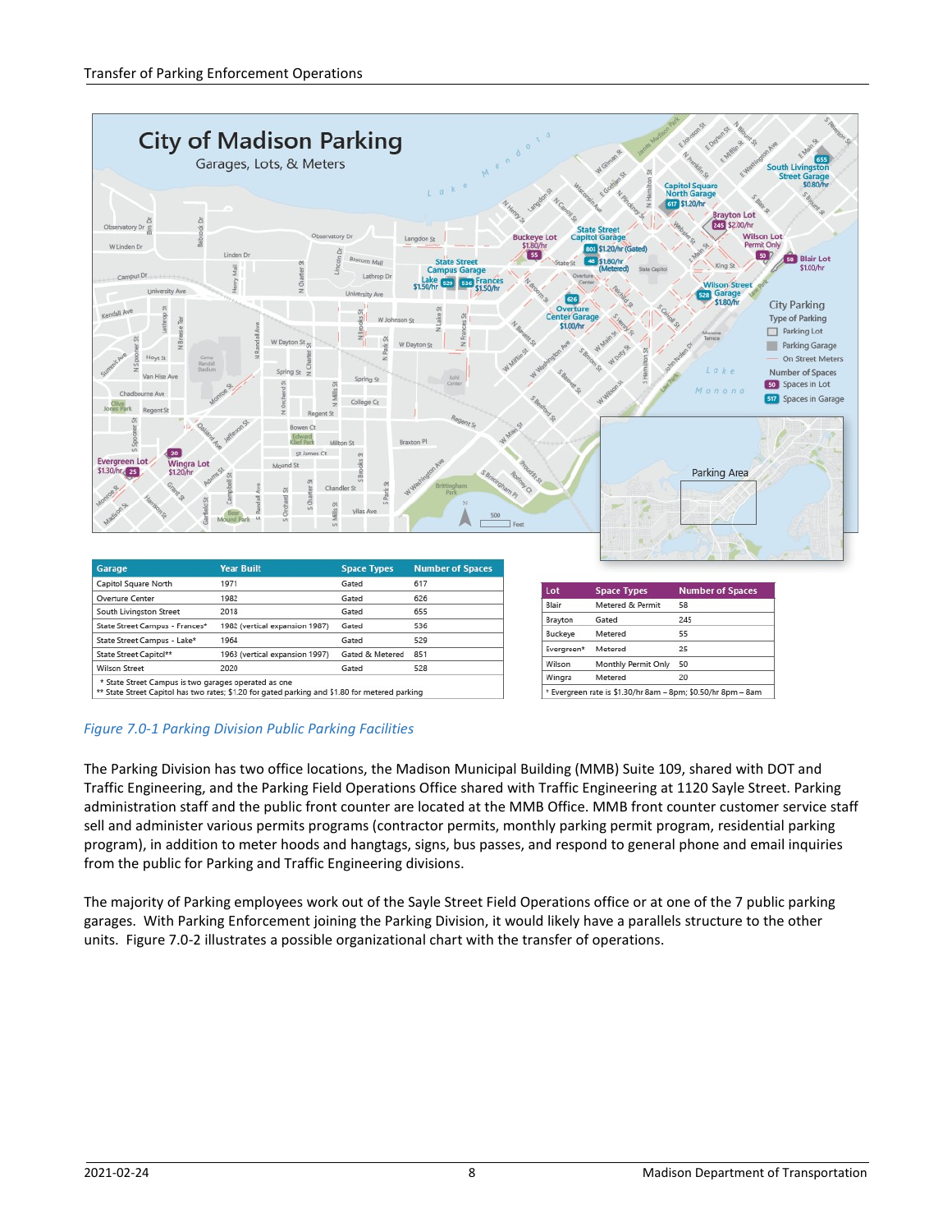# City of Madison Parking

Garages, Lots, & Meters

| Garage | Year Built | Space Types | Number of Spaces |
|---|---|---|---|
| Capitol Square North | 1971 | Gated | 617 |
| Overture Center | 1982 | Gated | 626 |
| South Livingston Street | 2018 | Gated | 655 |
| State Street Campus - Frances* | 1982 (vertical expansion 1987) | Gated | 536 |
| State Street Campus - Lake* | 1964 | Gated | 529 |
| State Street Capitol** | 1963 (vertical expansion 1997) | Gated & Metered | 851 |
| Wilson Street | 2020 | Gated | 528 |

\* State Street Campus is two garages operated as one
\*\* State Street Capitol has two rates; $1.20 for gated parking and $1.80 for metered parking

| Lot | Space Types | Number of Spaces |
|---|---|---|
| Blair | Metered & Permit | 58 |
| Brayton | Gated | 245 |
| Buckeye | Metered | 55 |
| Evergreen* | Metered | 25 |
| Wilson | Monthly Permit Only | 50 |
| Wingra | Metered | 20 |

\* Evergreen rate is $1.30/hr 8am – 8pm; $0.50/hr 8pm – 8am

*Figure 7.0-1 Parking Division Public Parking Facilities*

The Parking Division has two office locations, the Madison Municipal Building (MMB) Suite 109, shared with DOT and Traffic Engineering, and the Parking Field Operations Office shared with Traffic Engineering at 1120 Sayle Street. Parking administration staff and the public front counter are located at the MMB Office. MMB front counter customer service staff sell and administer various permits programs (contractor permits, monthly parking permit program, residential parking program), in addition to meter hoods and hangtags, signs, bus passes, and respond to general phone and email inquiries from the public for Parking and Traffic Engineering divisions.

The majority of Parking employees work out of the Sayle Street Field Operations office or at one of the 7 public parking garages. With Parking Enforcement joining the Parking Division, it would likely have a parallels structure to the other units. Figure 7.0-2 illustrates a possible organizational chart with the transfer of operations.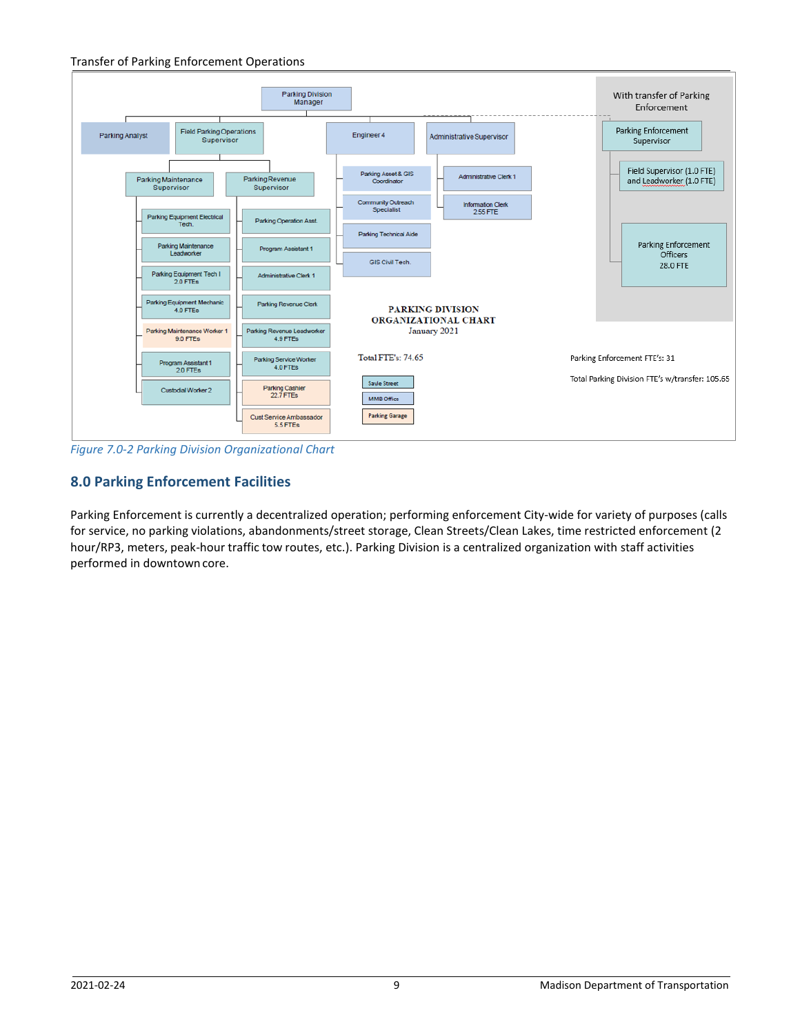Transfer of Parking Enforcement Operations

Parking Division Manager

Parking Analyst

Field Parking Operations Supervisor

Engineer 4

Administrative Supervisor

Parking Maintenance Supervisor

Parking Revenue Supervisor

Parking Asset & GIS Coordinator

Administrative Clerk 1

Community Outreach Specialist

Information Clerk 2.55 FTE

Parking Technical Aide

GIS Civil Tech.

Parking Equipment Electrical Tech.

Parking Maintenance Leadworker

Parking Equipment Tech I 2.0 FTEs

Parking Equipment Mechanic 4.0 FTEs

Parking Maintenance Worker 1 9.0 FTEs

Program Assistant 1 2.0 FTEs

Custodial Worker 2

Parking Operation Asst.

Program Assistant 1

Administrative Clerk 1

Parking Revenue Clerk

Parking Revenue Leadworker 4.9 FTEs

Parking Service Worker 4.0 FTEs

Parking Cashier 22.7 FTEs

Cust Service Ambassador 5.5 FTEs

PARKING DIVISION ORGANIZATIONAL CHART
January 2021

Total FTE's: 74.65

Savle Street

MMB Office

Parking Garage

With transfer of Parking Enforcement

Parking Enforcement Supervisor

Field Supervisor (1.0 FTE) and Leadworker (1.0 FTE)

Parking Enforcement Officers 28.0 FTE

Parking Enforcement FTE's: 31

Total Parking Division FTE's w/transfer: 105.65

*Figure 7.0-2 Parking Division Organizational Chart*

## 8.0 Parking Enforcement Facilities

Parking Enforcement is currently a decentralized operation; performing enforcement City-wide for variety of purposes (calls for service, no parking violations, abandonments/street storage, Clean Streets/Clean Lakes, time restricted enforcement (2 hour/RP3, meters, peak-hour traffic tow routes, etc.). Parking Division is a centralized organization with staff activities performed in downtown core.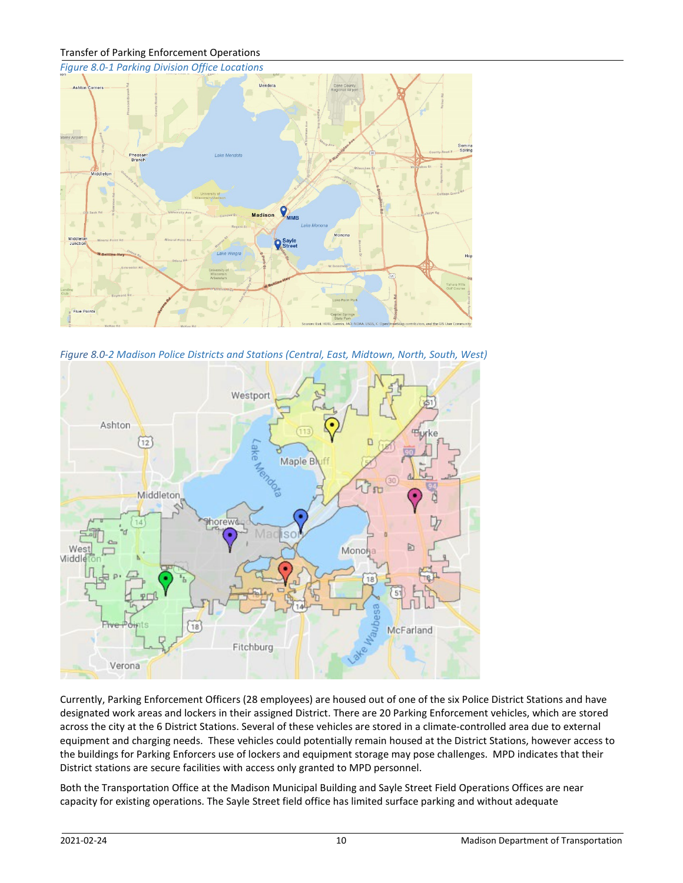*Figure 8.0-1 Parking Division Office Locations*

*Figure 8.0-2 Madison Police Districts and Stations (Central, East, Midtown, North, South, West)*

Currently, Parking Enforcement Officers (28 employees) are housed out of one of the six Police District Stations and have designated work areas and lockers in their assigned District. There are 20 Parking Enforcement vehicles, which are stored across the city at the 6 District Stations. Several of these vehicles are stored in a climate-controlled area due to external equipment and charging needs. These vehicles could potentially remain housed at the District Stations, however access to the buildings for Parking Enforcers use of lockers and equipment storage may pose challenges. MPD indicates that their District stations are secure facilities with access only granted to MPD personnel.

Both the Transportation Office at the Madison Municipal Building and Sayle Street Field Operations Offices are near capacity for existing operations. The Sayle Street field office has limited surface parking and without adequate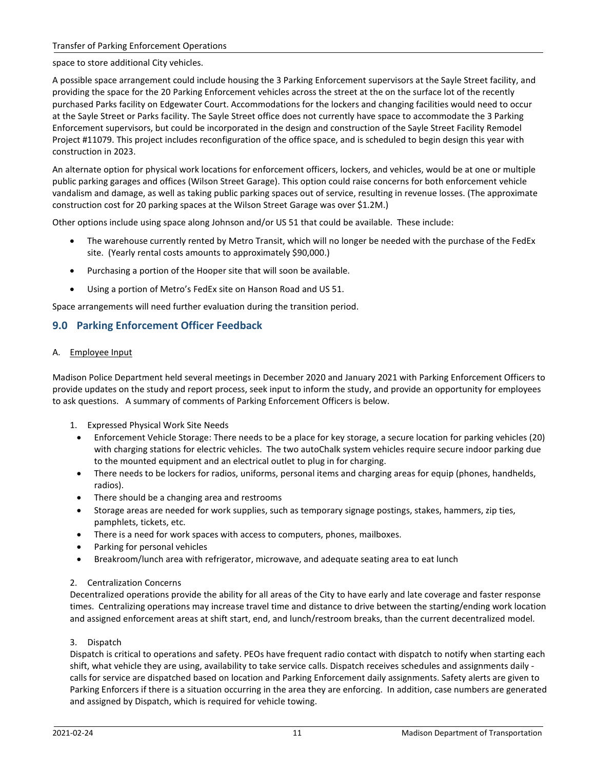space to store additional City vehicles.

A possible space arrangement could include housing the 3 Parking Enforcement supervisors at the Sayle Street facility, and providing the space for the 20 Parking Enforcement vehicles across the street at the on the surface lot of the recently purchased Parks facility on Edgewater Court. Accommodations for the lockers and changing facilities would need to occur at the Sayle Street or Parks facility. The Sayle Street office does not currently have space to accommodate the 3 Parking Enforcement supervisors, but could be incorporated in the design and construction of the Sayle Street Facility Remodel Project #11079. This project includes reconfiguration of the office space, and is scheduled to begin design this year with construction in 2023.

An alternate option for physical work locations for enforcement officers, lockers, and vehicles, would be at one or multiple public parking garages and offices (Wilson Street Garage). This option could raise concerns for both enforcement vehicle vandalism and damage, as well as taking public parking spaces out of service, resulting in revenue losses. (The approximate construction cost for 20 parking spaces at the Wilson Street Garage was over $1.2M.)

Other options include using space along Johnson and/or US 51 that could be available. These include:

- The warehouse currently rented by Metro Transit, which will no longer be needed with the purchase of the FedEx site. (Yearly rental costs amounts to approximately $90,000.)
- Purchasing a portion of the Hooper site that will soon be available.
- Using a portion of Metro's FedEx site on Hanson Road and US 51.

Space arrangements will need further evaluation during the transition period.

## 9.0 Parking Enforcement Officer Feedback

A. Employee Input

Madison Police Department held several meetings in December 2020 and January 2021 with Parking Enforcement Officers to provide updates on the study and report process, seek input to inform the study, and provide an opportunity for employees to ask questions. A summary of comments of Parking Enforcement Officers is below.

1. Expressed Physical Work Site Needs
   - Enforcement Vehicle Storage: There needs to be a place for key storage, a secure location for parking vehicles (20) with charging stations for electric vehicles. The two autoChalk system vehicles require secure indoor parking due to the mounted equipment and an electrical outlet to plug in for charging.
   - There needs to be lockers for radios, uniforms, personal items and charging areas for equip (phones, handhelds, radios).
   - There should be a changing area and restrooms
   - Storage areas are needed for work supplies, such as temporary signage postings, stakes, hammers, zip ties, pamphlets, tickets, etc.
   - There is a need for work spaces with access to computers, phones, mailboxes.
   - Parking for personal vehicles
   - Breakroom/lunch area with refrigerator, microwave, and adequate seating area to eat lunch

2. Centralization Concerns

   Decentralized operations provide the ability for all areas of the City to have early and late coverage and faster response times. Centralizing operations may increase travel time and distance to drive between the starting/ending work location and assigned enforcement areas at shift start, end, and lunch/restroom breaks, than the current decentralized model.

3. Dispatch

   Dispatch is critical to operations and safety. PEOs have frequent radio contact with dispatch to notify when starting each shift, what vehicle they are using, availability to take service calls. Dispatch receives schedules and assignments daily - calls for service are dispatched based on location and Parking Enforcement daily assignments. Safety alerts are given to Parking Enforcers if there is a situation occurring in the area they are enforcing. In addition, case numbers are generated and assigned by Dispatch, which is required for vehicle towing.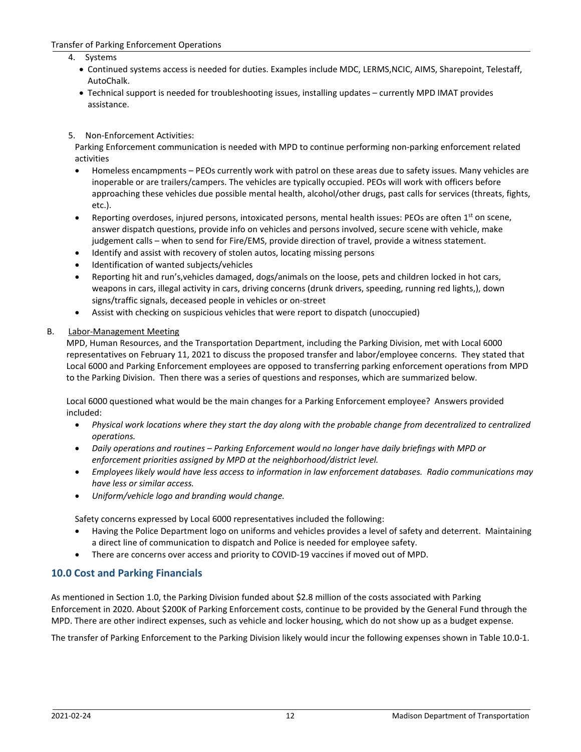4. Systems
   - Continued systems access is needed for duties. Examples include MDC, LERMS,NCIC, AIMS, Sharepoint, Telestaff, AutoChalk.
   - Technical support is needed for troubleshooting issues, installing updates – currently MPD IMAT provides assistance.

5. Non-Enforcement Activities:

   Parking Enforcement communication is needed with MPD to continue performing non-parking enforcement related activities

   - Homeless encampments – PEOs currently work with patrol on these areas due to safety issues. Many vehicles are inoperable or are trailers/campers. The vehicles are typically occupied. PEOs will work with officers before approaching these vehicles due possible mental health, alcohol/other drugs, past calls for services (threats, fights, etc.).
   - Reporting overdoses, injured persons, intoxicated persons, mental health issues: PEOs are often 1st on scene, answer dispatch questions, provide info on vehicles and persons involved, secure scene with vehicle, make judgement calls – when to send for Fire/EMS, provide direction of travel, provide a witness statement.
   - Identify and assist with recovery of stolen autos, locating missing persons
   - Identification of wanted subjects/vehicles
   - Reporting hit and run's,vehicles damaged, dogs/animals on the loose, pets and children locked in hot cars, weapons in cars, illegal activity in cars, driving concerns (drunk drivers, speeding, running red lights,), down signs/traffic signals, deceased people in vehicles or on-street
   - Assist with checking on suspicious vehicles that were report to dispatch (unoccupied)

B. Labor-Management Meeting

MPD, Human Resources, and the Transportation Department, including the Parking Division, met with Local 6000 representatives on February 11, 2021 to discuss the proposed transfer and labor/employee concerns. They stated that Local 6000 and Parking Enforcement employees are opposed to transferring parking enforcement operations from MPD to the Parking Division. Then there was a series of questions and responses, which are summarized below.

Local 6000 questioned what would be the main changes for a Parking Enforcement employee? Answers provided included:

- *Physical work locations where they start the day along with the probable change from decentralized to centralized operations.*
- *Daily operations and routines – Parking Enforcement would no longer have daily briefings with MPD or enforcement priorities assigned by MPD at the neighborhood/district level.*
- *Employees likely would have less access to information in law enforcement databases. Radio communications may have less or similar access.*
- *Uniform/vehicle logo and branding would change.*

Safety concerns expressed by Local 6000 representatives included the following:

- Having the Police Department logo on uniforms and vehicles provides a level of safety and deterrent. Maintaining a direct line of communication to dispatch and Police is needed for employee safety.
- There are concerns over access and priority to COVID-19 vaccines if moved out of MPD.

## 10.0 Cost and Parking Financials

As mentioned in Section 1.0, the Parking Division funded about $2.8 million of the costs associated with Parking Enforcement in 2020. About $200K of Parking Enforcement costs, continue to be provided by the General Fund through the MPD. There are other indirect expenses, such as vehicle and locker housing, which do not show up as a budget expense.

The transfer of Parking Enforcement to the Parking Division likely would incur the following expenses shown in Table 10.0-1.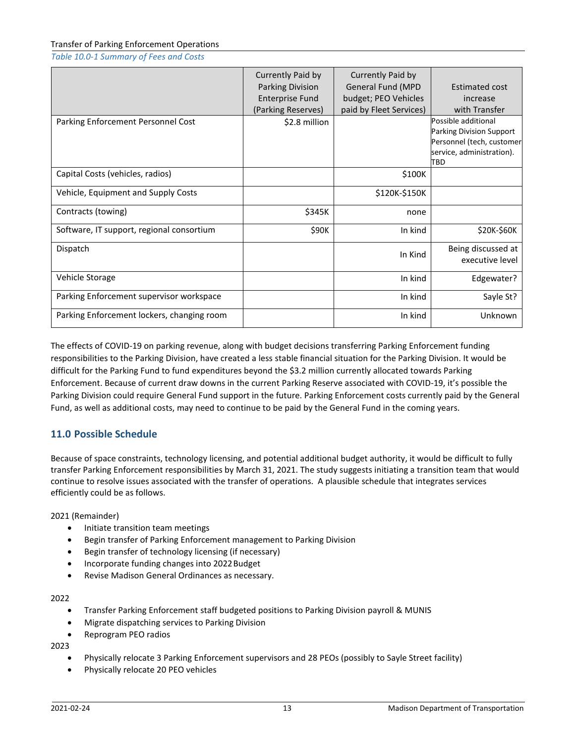Transfer of Parking Enforcement Operations

*Table 10.0-1 Summary of Fees and Costs*

| | Currently Paid by Parking Division Enterprise Fund (Parking Reserves) | Currently Paid by General Fund (MPD budget; PEO Vehicles paid by Fleet Services) | Estimated cost increase with Transfer |
|---|---|---|---|
| Parking Enforcement Personnel Cost | $2.8 million | | Possible additional Parking Division Support Personnel (tech, customer service, administration). TBD |
| Capital Costs (vehicles, radios) | | $100K | |
| Vehicle, Equipment and Supply Costs | | $120K-$150K | |
| Contracts (towing) | $345K | none | |
| Software, IT support, regional consortium | $90K | In kind | $20K-$60K |
| Dispatch | | In Kind | Being discussed at executive level |
| Vehicle Storage | | In kind | Edgewater? |
| Parking Enforcement supervisor workspace | | In kind | Sayle St? |
| Parking Enforcement lockers, changing room | | In kind | Unknown |

The effects of COVID-19 on parking revenue, along with budget decisions transferring Parking Enforcement funding responsibilities to the Parking Division, have created a less stable financial situation for the Parking Division. It would be difficult for the Parking Fund to fund expenditures beyond the $3.2 million currently allocated towards Parking Enforcement. Because of current draw downs in the current Parking Reserve associated with COVID-19, it's possible the Parking Division could require General Fund support in the future. Parking Enforcement costs currently paid by the General Fund, as well as additional costs, may need to continue to be paid by the General Fund in the coming years.

## 11.0 Possible Schedule

Because of space constraints, technology licensing, and potential additional budget authority, it would be difficult to fully transfer Parking Enforcement responsibilities by March 31, 2021. The study suggests initiating a transition team that would continue to resolve issues associated with the transfer of operations. A plausible schedule that integrates services efficiently could be as follows.

2021 (Remainder)

- Initiate transition team meetings
- Begin transfer of Parking Enforcement management to Parking Division
- Begin transfer of technology licensing (if necessary)
- Incorporate funding changes into 2022 Budget
- Revise Madison General Ordinances as necessary.

2022

- Transfer Parking Enforcement staff budgeted positions to Parking Division payroll & MUNIS
- Migrate dispatching services to Parking Division
- Reprogram PEO radios

2023

- Physically relocate 3 Parking Enforcement supervisors and 28 PEOs (possibly to Sayle Street facility)
- Physically relocate 20 PEO vehicles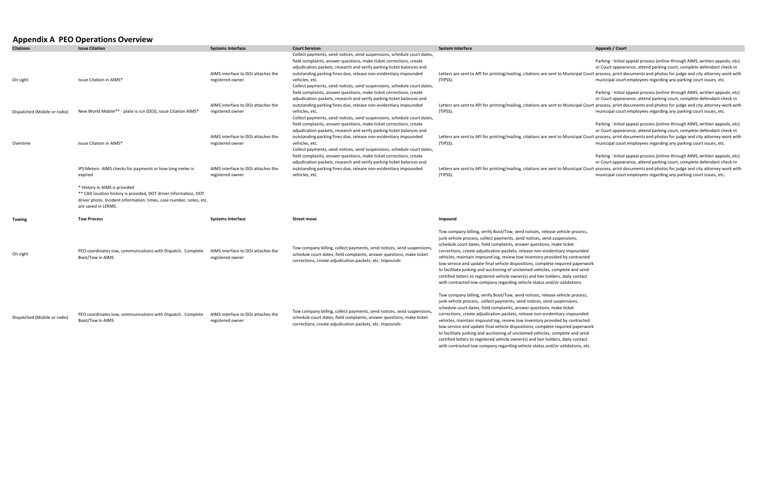## Appendix A PEO Operations Overview

| Citations | Issue Citation | Systems Interface | Court Services | System Interface | Appeals / Court |
|---|---|---|---|---|---|
| On sight | Issue Citation in AIMS* | AIMS interface to DOJ attaches the registered owner. | Collect payments, send notices, send suspensions, schedule court dates, field complaints, answer questions, make ticket corrections, create adjudication packets, research and verify parking ticket balances and outstanding parking fines due, release non-evidentiary impounded vehicles, etc. | Letters are sent to API for printing/mailing, citations are sent to Municipal Court (TIPSS). | Parking - Initial appeal process (online through AIMS, written appeals, etc) or Court appearance, attend parking court, complete defendant check-in process, print documents and photos for judge and city attorney work with municipal court employees regarding any parking court issues, etc. |
| Dispatched (Mobile or radio) | New World Mobile** - plate is run (DOJ), Issue Citation AIMS* | AIMS interface to DOJ attaches the registered owner | Collect payments, send notices, send suspensions, schedule court dates, field complaints, answer questions, make ticket corrections, create adjudication packets, research and verify parking ticket balances and outstanding parking fines due, release non-evidentiary impounded vehicles, etc. | Letters are sent to API for printing/mailing, citations are sent to Municipal Court (TIPSS). | Parking - Initial appeal process (online through AIMS, written appeals, etc) or Court appearance, attend parking court, complete defendant check-in process, print documents and photos for judge and city attorney work with municipal court employees regarding any parking court issues, etc. |
| Overtime | Issue Citation in AIMS* | AIMS interface to DOJ attaches the registered owner | Collect payments, send notices, send suspensions, schedule court dates, field complaints, answer questions, make ticket corrections, create adjudication packets, research and verify parking ticket balances and outstanding parking fines due, release non-evidentiary impounded vehicles, etc. | Letters are sent to API for printing/mailing, citations are sent to Municipal Court (TIPSS). | Parking - Initial appeal process (online through AIMS, written appeals, etc) or Court appearance, attend parking court, complete defendant check-in process, print documents and photos for judge and city attorney work with municipal court employees regarding any parking court issues, etc. |
| | IPS Meters- AIMS checks for payments or how long meter is expired | AIMS interface to DOJ attaches the registered owner | Collect payments, send notices, send suspensions, schedule court dates, field complaints, answer questions, make ticket corrections, create adjudication packets, research and verify parking ticket balances and outstanding parking fines due, release non-evidentiary impounded vehicles, etc. | Letters are sent to API for printing/mailing, citations are sent to Municipal Court (TIPSS). | Parking - Initial appeal process (online through AIMS, written appeals, etc) or Court appearance, attend parking court, complete defendant check-in process, print documents and photos for judge and city attorney work with municipal court employees regarding any parking court issues, etc. |

\* History in AIMS is provided
\** CAD location history is provided, DOT driver information, DOT driver photo. Incident information: times, case number, notes, etc. are saved in LERMS.

| Towing | Tow Process | Systems Interface | Street move | Impound |
|---|---|---|---|---|
| On sight | PEO coordinates tow, communications with Dispatch. Complete Boot/Tow in AIMS | AIMS interface to DOJ attaches the registered owner | Tow company billing, collect payments, send notices, send suspensions, schedule court dates, field complaints, answer questions, make ticket corrections, create adjudication packets, etc. Impounds- | Tow company billing, verify Boot/Tow, send notices, release vehicle process, junk vehicle process, collect payments, send notices, send suspensions, schedule court dates, field complaints, answer questions, make ticket corrections, create adjudication packets, release non-evidentiary impounded vehicles, maintain impound log, review tow inventory provided by contracted tow service and update final vehicle dispositions, complete required paperwork to facilitate junking and auctioning of unclaimed vehicles, complete and send certified letters to registered vehicle owner(s) and lien holders, daily contact with contracted tow company regarding vehicle status and/or validations |
| Dispatched (Mobile or radio) | PEO coordinates tow, communications with Dispatch. Complete Boot/Tow in AIMS | AIMS interface to DOJ attaches the registered owner | Tow company billing, collect payments, send notices, send suspensions, schedule court dates, field complaints, answer questions, make ticket corrections, create adjudication packets, etc. Impounds- | Tow company billing, verify Boot/Tow, send notices, release vehicle process, junk vehicle process, collect payments, send notices, send suspensions, schedule court dates, field complaints, answer questions, make ticket corrections, create adjudication packets, release non-evidentiary impounded vehicles, maintain impound log, review tow inventory provided by contracted tow service and update final vehicle dispositions, complete required paperwork to facilitate junking and auctioning of unclaimed vehicles, complete and send certified letters to registered vehicle owner(s) and lien holders, daily contact with contracted tow company regarding vehicle status and/or validations, etc. |